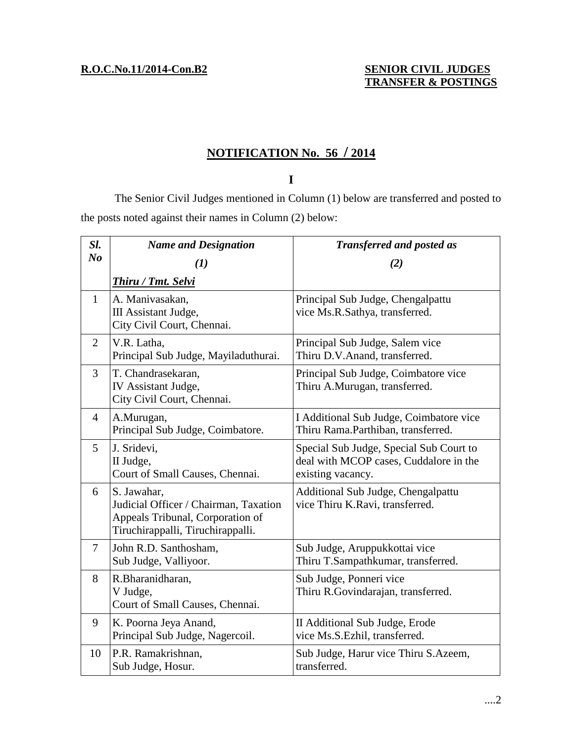**R.O.C.No.11/2014-Con.B2**

**SENIOR CIVIL JUDGES TRANSFER & POSTINGS**

## NOTIFICATION No. 56 / 2014

**I**

The Senior Civil Judges mentioned in Column (1) below are transferred and posted to the posts noted against their names in Column (2) below:

| *Sl. No* | *Name and Designation* (1) *Thiru / Tmt. Selvi* | *Transferred and posted as* (2) |
|---|---|---|
| 1 | A. Manivasakan, III Assistant Judge, City Civil Court, Chennai. | Principal Sub Judge, Chengalpattu vice Ms.R.Sathya, transferred. |
| 2 | V.R. Latha, Principal Sub Judge, Mayiladuthurai. | Principal Sub Judge, Salem vice Thiru D.V.Anand, transferred. |
| 3 | T. Chandrasekaran, IV Assistant Judge, City Civil Court, Chennai. | Principal Sub Judge, Coimbatore vice Thiru A.Murugan, transferred. |
| 4 | A.Murugan, Principal Sub Judge, Coimbatore. | I Additional Sub Judge, Coimbatore vice Thiru Rama.Parthiban, transferred. |
| 5 | J. Sridevi, II Judge, Court of Small Causes, Chennai. | Special Sub Judge, Special Sub Court to deal with MCOP cases, Cuddalore in the existing vacancy. |
| 6 | S. Jawahar, Judicial Officer / Chairman, Taxation Appeals Tribunal, Corporation of Tiruchirappalli, Tiruchirappalli. | Additional Sub Judge, Chengalpattu vice Thiru K.Ravi, transferred. |
| 7 | John R.D. Santhosham, Sub Judge, Valliyoor. | Sub Judge, Aruppukkottai vice Thiru T.Sampathkumar, transferred. |
| 8 | R.Bharanidharan, V Judge, Court of Small Causes, Chennai. | Sub Judge, Ponneri vice Thiru R.Govindarajan, transferred. |
| 9 | K. Poorna Jeya Anand, Principal Sub Judge, Nagercoil. | II Additional Sub Judge, Erode vice Ms.S.Ezhil, transferred. |
| 10 | P.R. Ramakrishnan, Sub Judge, Hosur. | Sub Judge, Harur vice Thiru S.Azeem, transferred. |

....2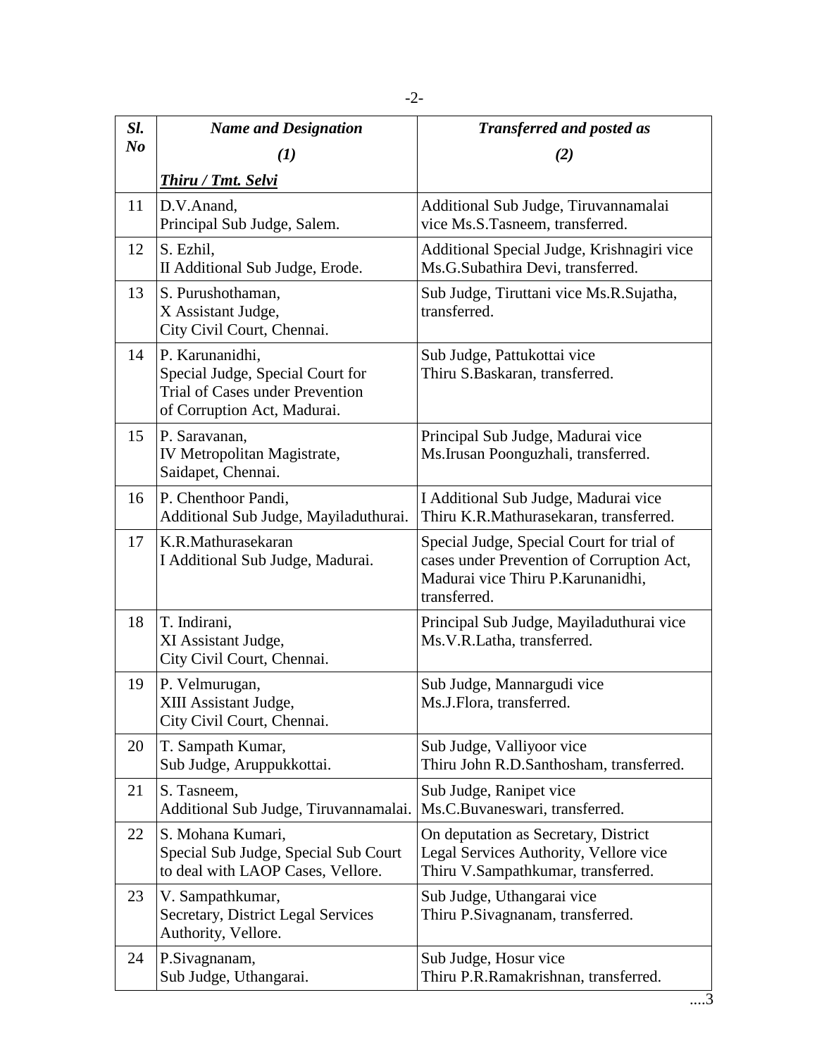| *Sl. No* | *Name and Designation* (1) *Thiru / Tmt. Selvi* | *Transferred and posted as* (2) |
|---|---|---|
| 11 | D.V.Anand, Principal Sub Judge, Salem. | Additional Sub Judge, Tiruvannamalai vice Ms.S.Tasneem, transferred. |
| 12 | S. Ezhil, II Additional Sub Judge, Erode. | Additional Special Judge, Krishnagiri vice Ms.G.Subathira Devi, transferred. |
| 13 | S. Purushothaman, X Assistant Judge, City Civil Court, Chennai. | Sub Judge, Tiruttani vice Ms.R.Sujatha, transferred. |
| 14 | P. Karunanidhi, Special Judge, Special Court for Trial of Cases under Prevention of Corruption Act, Madurai. | Sub Judge, Pattukottai vice Thiru S.Baskaran, transferred. |
| 15 | P. Saravanan, IV Metropolitan Magistrate, Saidapet, Chennai. | Principal Sub Judge, Madurai vice Ms.Irusan Poonguzhali, transferred. |
| 16 | P. Chenthoor Pandi, Additional Sub Judge, Mayiladuthurai. | I Additional Sub Judge, Madurai vice Thiru K.R.Mathurasekaran, transferred. |
| 17 | K.R.Mathurasekaran I Additional Sub Judge, Madurai. | Special Judge, Special Court for trial of cases under Prevention of Corruption Act, Madurai vice Thiru P.Karunanidhi, transferred. |
| 18 | T. Indirani, XI Assistant Judge, City Civil Court, Chennai. | Principal Sub Judge, Mayiladuthurai vice Ms.V.R.Latha, transferred. |
| 19 | P. Velmurugan, XIII Assistant Judge, City Civil Court, Chennai. | Sub Judge, Mannargudi vice Ms.J.Flora, transferred. |
| 20 | T. Sampath Kumar, Sub Judge, Aruppukkottai. | Sub Judge, Valliyoor vice Thiru John R.D.Santhosham, transferred. |
| 21 | S. Tasneem, Additional Sub Judge, Tiruvannamalai. | Sub Judge, Ranipet vice Ms.C.Buvaneswari, transferred. |
| 22 | S. Mohana Kumari, Special Sub Judge, Special Sub Court to deal with LAOP Cases, Vellore. | On deputation as Secretary, District Legal Services Authority, Vellore vice Thiru V.Sampathkumar, transferred. |
| 23 | V. Sampathkumar, Secretary, District Legal Services Authority, Vellore. | Sub Judge, Uthangarai vice Thiru P.Sivagnanam, transferred. |
| 24 | P.Sivagnanam, Sub Judge, Uthangarai. | Sub Judge, Hosur vice Thiru P.R.Ramakrishnan, transferred. |

....3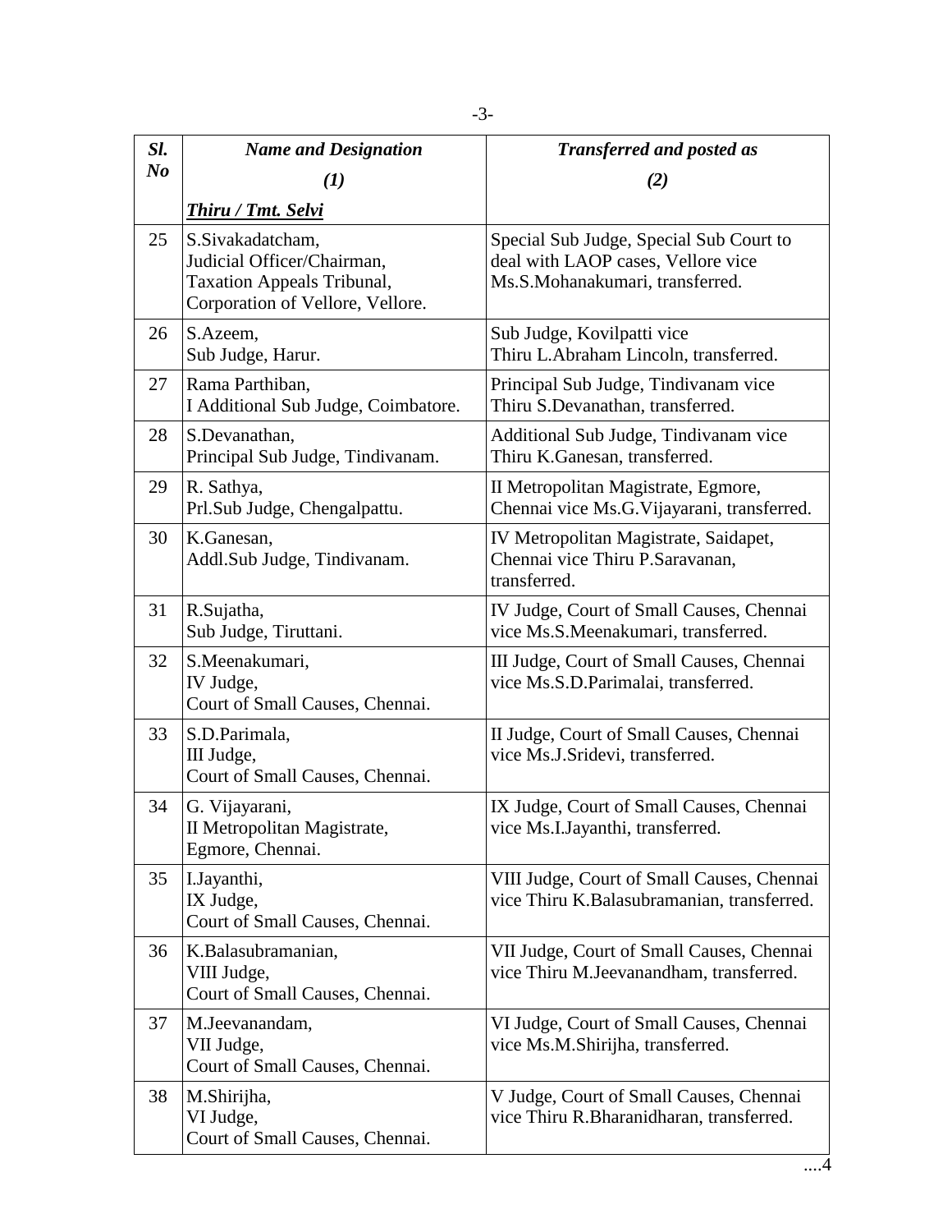| *Sl. No* | *Name and Designation* *(1)* ***Thiru / Tmt. Selvi*** | *Transferred and posted as* *(2)* |
|---|---|---|
| 25 | S.Sivakadatcham, Judicial Officer/Chairman, Taxation Appeals Tribunal, Corporation of Vellore, Vellore. | Special Sub Judge, Special Sub Court to deal with LAOP cases, Vellore vice Ms.S.Mohanakumari, transferred. |
| 26 | S.Azeem, Sub Judge, Harur. | Sub Judge, Kovilpatti vice Thiru L.Abraham Lincoln, transferred. |
| 27 | Rama Parthiban, I Additional Sub Judge, Coimbatore. | Principal Sub Judge, Tindivanam vice Thiru S.Devanathan, transferred. |
| 28 | S.Devanathan, Principal Sub Judge, Tindivanam. | Additional Sub Judge, Tindivanam vice Thiru K.Ganesan, transferred. |
| 29 | R. Sathya, Prl.Sub Judge, Chengalpattu. | II Metropolitan Magistrate, Egmore, Chennai vice Ms.G.Vijayarani, transferred. |
| 30 | K.Ganesan, Addl.Sub Judge, Tindivanam. | IV Metropolitan Magistrate, Saidapet, Chennai vice Thiru P.Saravanan, transferred. |
| 31 | R.Sujatha, Sub Judge, Tiruttani. | IV Judge, Court of Small Causes, Chennai vice Ms.S.Meenakumari, transferred. |
| 32 | S.Meenakumari, IV Judge, Court of Small Causes, Chennai. | III Judge, Court of Small Causes, Chennai vice Ms.S.D.Parimalai, transferred. |
| 33 | S.D.Parimala, III Judge, Court of Small Causes, Chennai. | II Judge, Court of Small Causes, Chennai vice Ms.J.Sridevi, transferred. |
| 34 | G. Vijayarani, II Metropolitan Magistrate, Egmore, Chennai. | IX Judge, Court of Small Causes, Chennai vice Ms.I.Jayanthi, transferred. |
| 35 | I.Jayanthi, IX Judge, Court of Small Causes, Chennai. | VIII Judge, Court of Small Causes, Chennai vice Thiru K.Balasubramanian, transferred. |
| 36 | K.Balasubramanian, VIII Judge, Court of Small Causes, Chennai. | VII Judge, Court of Small Causes, Chennai vice Thiru M.Jeevanandham, transferred. |
| 37 | M.Jeevanandam, VII Judge, Court of Small Causes, Chennai. | VI Judge, Court of Small Causes, Chennai vice Ms.M.Shirijha, transferred. |
| 38 | M.Shirijha, VI Judge, Court of Small Causes, Chennai. | V Judge, Court of Small Causes, Chennai vice Thiru R.Bharanidharan, transferred. |

....4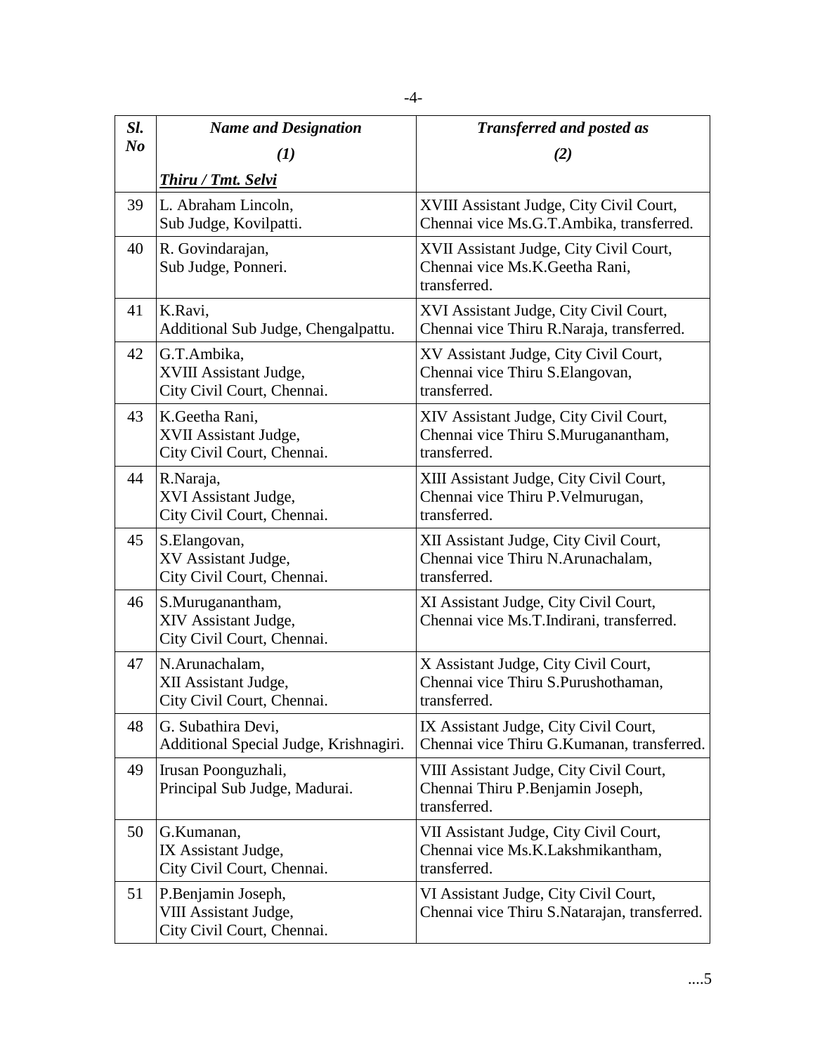| *Sl. No* | *Name and Designation* (1) | *Transferred and posted as* (2) |
|---|---|---|
| | ***Thiru / Tmt. Selvi*** | |
| 39 | L. Abraham Lincoln, Sub Judge, Kovilpatti. | XVIII Assistant Judge, City Civil Court, Chennai vice Ms.G.T.Ambika, transferred. |
| 40 | R. Govindarajan, Sub Judge, Ponneri. | XVII Assistant Judge, City Civil Court, Chennai vice Ms.K.Geetha Rani, transferred. |
| 41 | K.Ravi, Additional Sub Judge, Chengalpattu. | XVI Assistant Judge, City Civil Court, Chennai vice Thiru R.Naraja, transferred. |
| 42 | G.T.Ambika, XVIII Assistant Judge, City Civil Court, Chennai. | XV Assistant Judge, City Civil Court, Chennai vice Thiru S.Elangovan, transferred. |
| 43 | K.Geetha Rani, XVII Assistant Judge, City Civil Court, Chennai. | XIV Assistant Judge, City Civil Court, Chennai vice Thiru S.Muruganantham, transferred. |
| 44 | R.Naraja, XVI Assistant Judge, City Civil Court, Chennai. | XIII Assistant Judge, City Civil Court, Chennai vice Thiru P.Velmurugan, transferred. |
| 45 | S.Elangovan, XV Assistant Judge, City Civil Court, Chennai. | XII Assistant Judge, City Civil Court, Chennai vice Thiru N.Arunachalam, transferred. |
| 46 | S.Muruganantham, XIV Assistant Judge, City Civil Court, Chennai. | XI Assistant Judge, City Civil Court, Chennai vice Ms.T.Indirani, transferred. |
| 47 | N.Arunachalam, XII Assistant Judge, City Civil Court, Chennai. | X Assistant Judge, City Civil Court, Chennai vice Thiru S.Purushothaman, transferred. |
| 48 | G. Subathira Devi, Additional Special Judge, Krishnagiri. | IX Assistant Judge, City Civil Court, Chennai vice Thiru G.Kumanan, transferred. |
| 49 | Irusan Poonguzhali, Principal Sub Judge, Madurai. | VIII Assistant Judge, City Civil Court, Chennai Thiru P.Benjamin Joseph, transferred. |
| 50 | G.Kumanan, IX Assistant Judge, City Civil Court, Chennai. | VII Assistant Judge, City Civil Court, Chennai vice Ms.K.Lakshmikantham, transferred. |
| 51 | P.Benjamin Joseph, VIII Assistant Judge, City Civil Court, Chennai. | VI Assistant Judge, City Civil Court, Chennai vice Thiru S.Natarajan, transferred. |

....5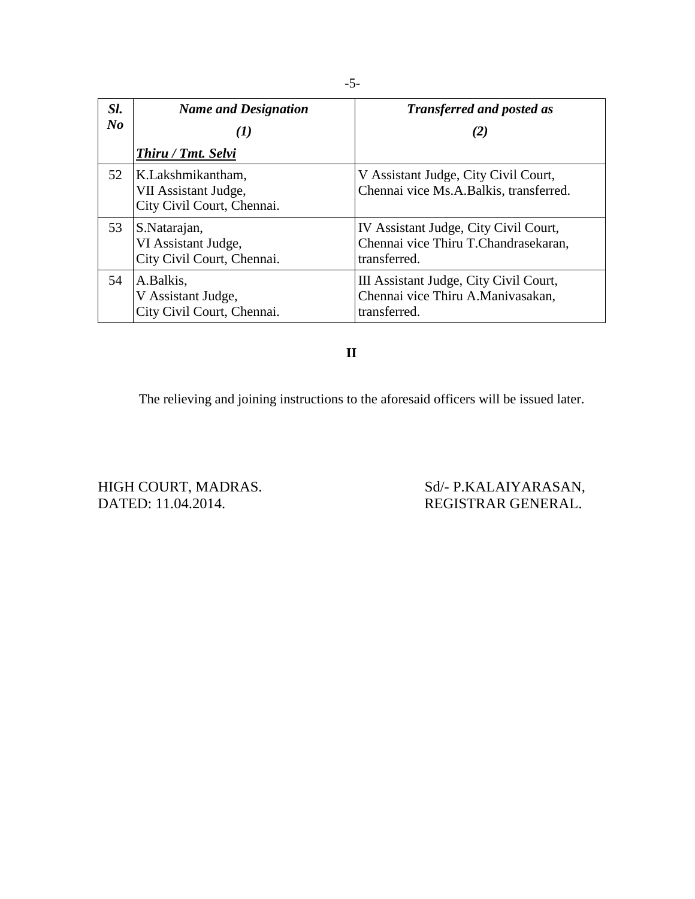| *Sl. No* | *Name and Designation* *(1)* ***Thiru / Tmt. Selvi*** | *Transferred and posted as* *(2)* |
|---|---|---|
| 52 | K.Lakshmikantham, VII Assistant Judge, City Civil Court, Chennai. | V Assistant Judge, City Civil Court, Chennai vice Ms.A.Balkis, transferred. |
| 53 | S.Natarajan, VI Assistant Judge, City Civil Court, Chennai. | IV Assistant Judge, City Civil Court, Chennai vice Thiru T.Chandrasekaran, transferred. |
| 54 | A.Balkis, V Assistant Judge, City Civil Court, Chennai. | III Assistant Judge, City Civil Court, Chennai vice Thiru A.Manivasakan, transferred. |

**II**

The relieving and joining instructions to the aforesaid officers will be issued later.

HIGH COURT, MADRAS.
DATED: 11.04.2014.

Sd/- P.KALAIYARASAN,
REGISTRAR GENERAL.